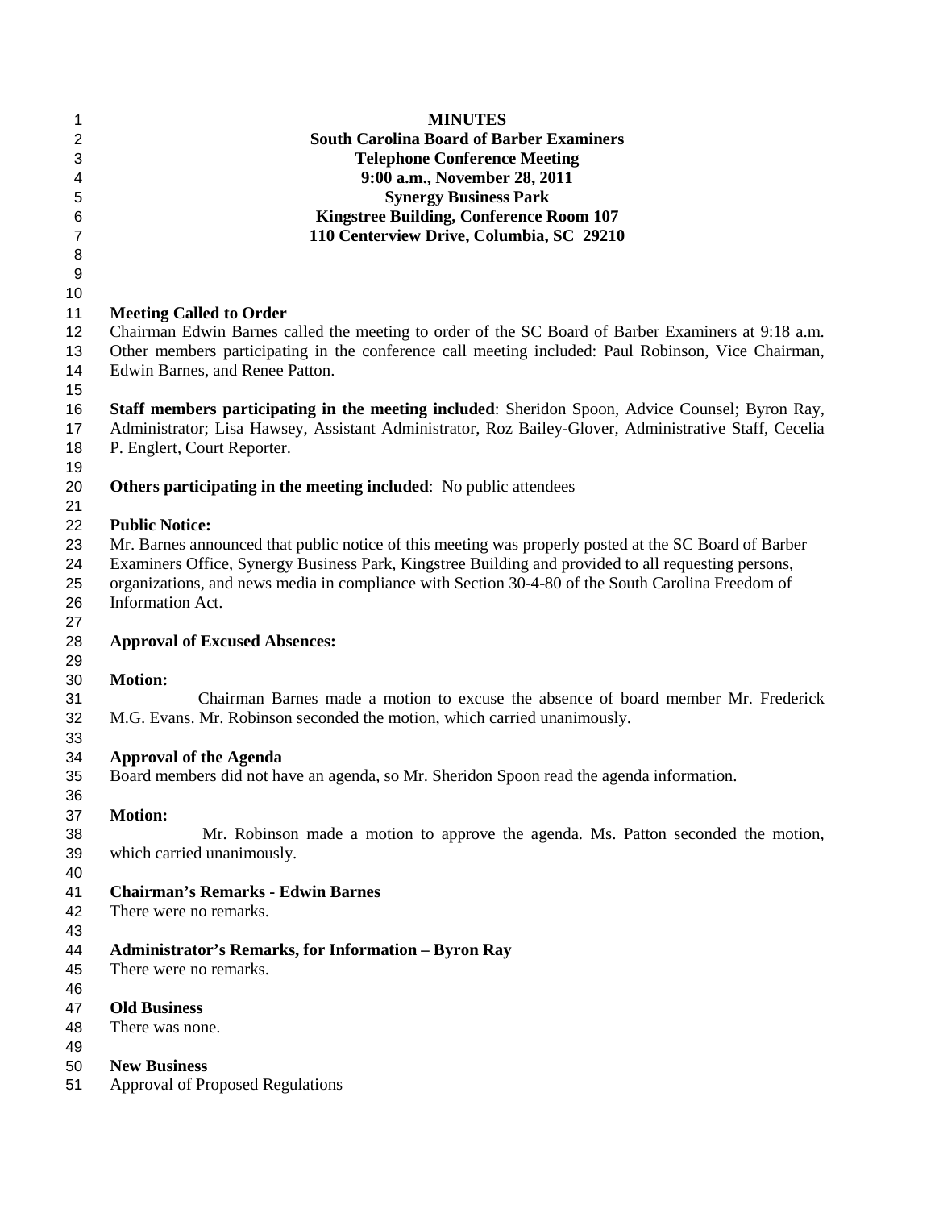**MINUTES**
**South Carolina Board of Barber Examiners**
**Telephone Conference Meeting**
**9:00 a.m., November 28, 2011**
**Synergy Business Park**
**Kingstree Building, Conference Room 107**
**110 Centerview Drive, Columbia, SC 29210**

**Meeting Called to Order**

Chairman Edwin Barnes called the meeting to order of the SC Board of Barber Examiners at 9:18 a.m. Other members participating in the conference call meeting included: Paul Robinson, Vice Chairman, Edwin Barnes, and Renee Patton.

**Staff members participating in the meeting included**: Sheridon Spoon, Advice Counsel; Byron Ray, Administrator; Lisa Hawsey, Assistant Administrator, Roz Bailey-Glover, Administrative Staff, Cecelia P. Englert, Court Reporter.

**Others participating in the meeting included**: No public attendees

**Public Notice:**

Mr. Barnes announced that public notice of this meeting was properly posted at the SC Board of Barber Examiners Office, Synergy Business Park, Kingstree Building and provided to all requesting persons, organizations, and news media in compliance with Section 30-4-80 of the South Carolina Freedom of Information Act.

**Approval of Excused Absences:**

**Motion:**

Chairman Barnes made a motion to excuse the absence of board member Mr. Frederick M.G. Evans. Mr. Robinson seconded the motion, which carried unanimously.

**Approval of the Agenda**

Board members did not have an agenda, so Mr. Sheridon Spoon read the agenda information.

**Motion:**

Mr. Robinson made a motion to approve the agenda. Ms. Patton seconded the motion, which carried unanimously.

**Chairman's Remarks - Edwin Barnes**

There were no remarks.

**Administrator's Remarks, for Information – Byron Ray**

There were no remarks.

**Old Business**

There was none.

**New Business**

Approval of Proposed Regulations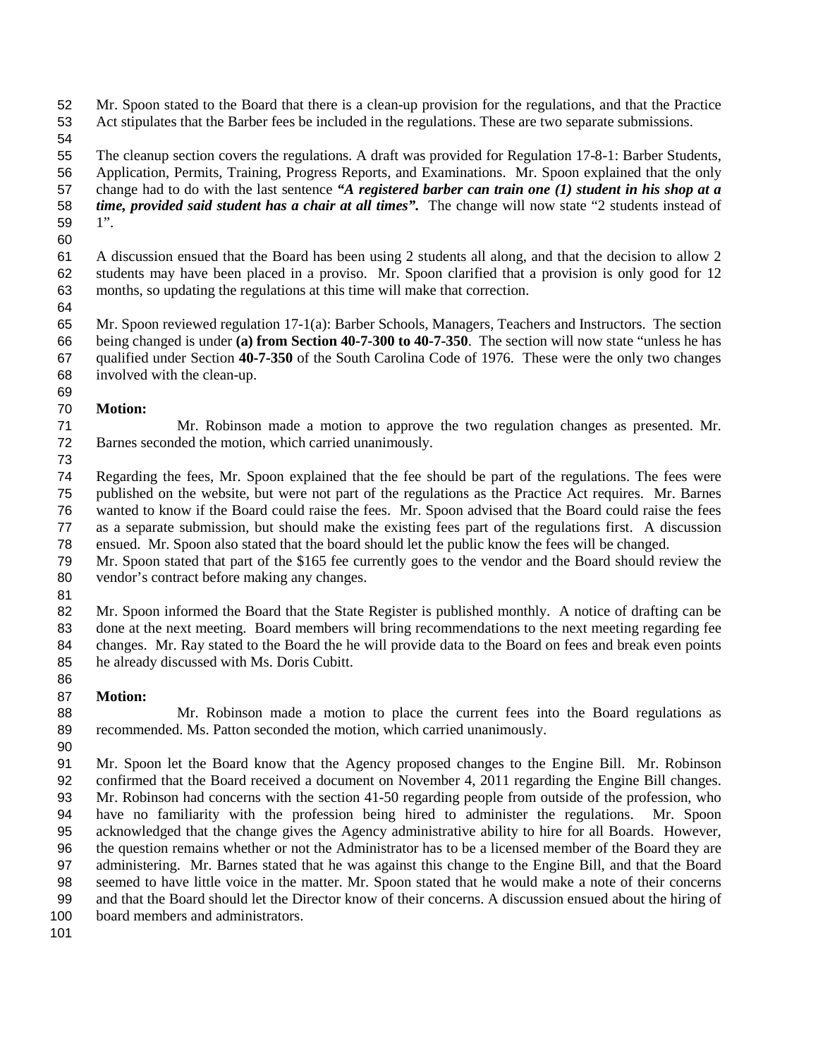Mr. Spoon stated to the Board that there is a clean-up provision for the regulations, and that the Practice Act stipulates that the Barber fees be included in the regulations. These are two separate submissions.

The cleanup section covers the regulations. A draft was provided for Regulation 17-8-1: Barber Students, Application, Permits, Training, Progress Reports, and Examinations. Mr. Spoon explained that the only change had to do with the last sentence ***"A registered barber can train one (1) student in his shop at a time, provided said student has a chair at all times".*** The change will now state "2 students instead of 1".

A discussion ensued that the Board has been using 2 students all along, and that the decision to allow 2 students may have been placed in a proviso. Mr. Spoon clarified that a provision is only good for 12 months, so updating the regulations at this time will make that correction.

Mr. Spoon reviewed regulation 17-1(a): Barber Schools, Managers, Teachers and Instructors. The section being changed is under **(a) from Section 40-7-300 to 40-7-350**. The section will now state "unless he has qualified under Section **40-7-350** of the South Carolina Code of 1976. These were the only two changes involved with the clean-up.

**Motion:**

Mr. Robinson made a motion to approve the two regulation changes as presented. Mr. Barnes seconded the motion, which carried unanimously.

Regarding the fees, Mr. Spoon explained that the fee should be part of the regulations. The fees were published on the website, but were not part of the regulations as the Practice Act requires. Mr. Barnes wanted to know if the Board could raise the fees. Mr. Spoon advised that the Board could raise the fees as a separate submission, but should make the existing fees part of the regulations first. A discussion ensued. Mr. Spoon also stated that the board should let the public know the fees will be changed.
Mr. Spoon stated that part of the $165 fee currently goes to the vendor and the Board should review the vendor's contract before making any changes.

Mr. Spoon informed the Board that the State Register is published monthly. A notice of drafting can be done at the next meeting. Board members will bring recommendations to the next meeting regarding fee changes. Mr. Ray stated to the Board the he will provide data to the Board on fees and break even points he already discussed with Ms. Doris Cubitt.

**Motion:**

Mr. Robinson made a motion to place the current fees into the Board regulations as recommended. Ms. Patton seconded the motion, which carried unanimously.

Mr. Spoon let the Board know that the Agency proposed changes to the Engine Bill. Mr. Robinson confirmed that the Board received a document on November 4, 2011 regarding the Engine Bill changes. Mr. Robinson had concerns with the section 41-50 regarding people from outside of the profession, who have no familiarity with the profession being hired to administer the regulations. Mr. Spoon acknowledged that the change gives the Agency administrative ability to hire for all Boards. However, the question remains whether or not the Administrator has to be a licensed member of the Board they are administering. Mr. Barnes stated that he was against this change to the Engine Bill, and that the Board seemed to have little voice in the matter. Mr. Spoon stated that he would make a note of their concerns and that the Board should let the Director know of their concerns. A discussion ensued about the hiring of board members and administrators.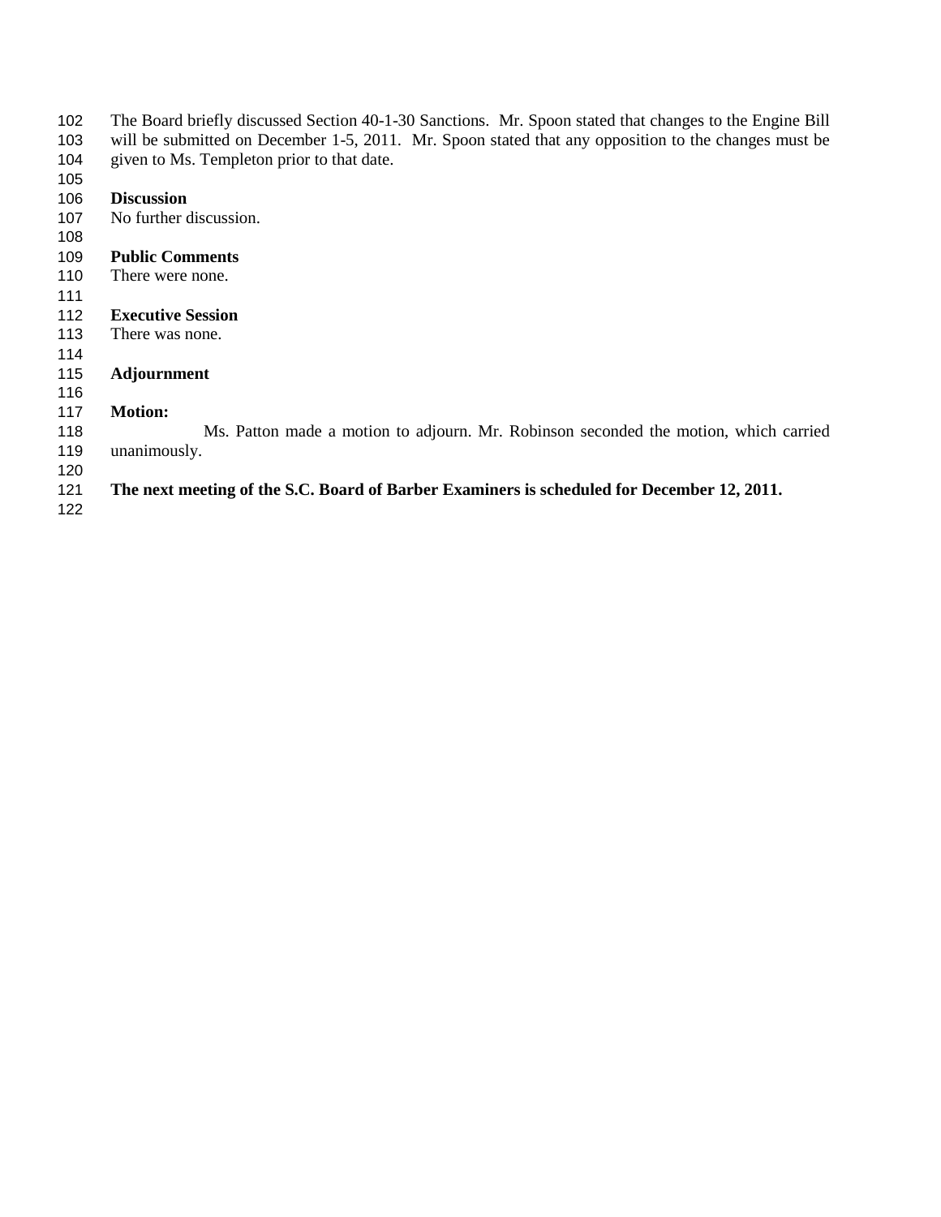The Board briefly discussed Section 40-1-30 Sanctions. Mr. Spoon stated that changes to the Engine Bill will be submitted on December 1-5, 2011. Mr. Spoon stated that any opposition to the changes must be given to Ms. Templeton prior to that date.

**Discussion**

No further discussion.

**Public Comments**

There were none.

**Executive Session**

There was none.

**Adjournment**

**Motion:**

Ms. Patton made a motion to adjourn. Mr. Robinson seconded the motion, which carried unanimously.

**The next meeting of the S.C. Board of Barber Examiners is scheduled for December 12, 2011.**